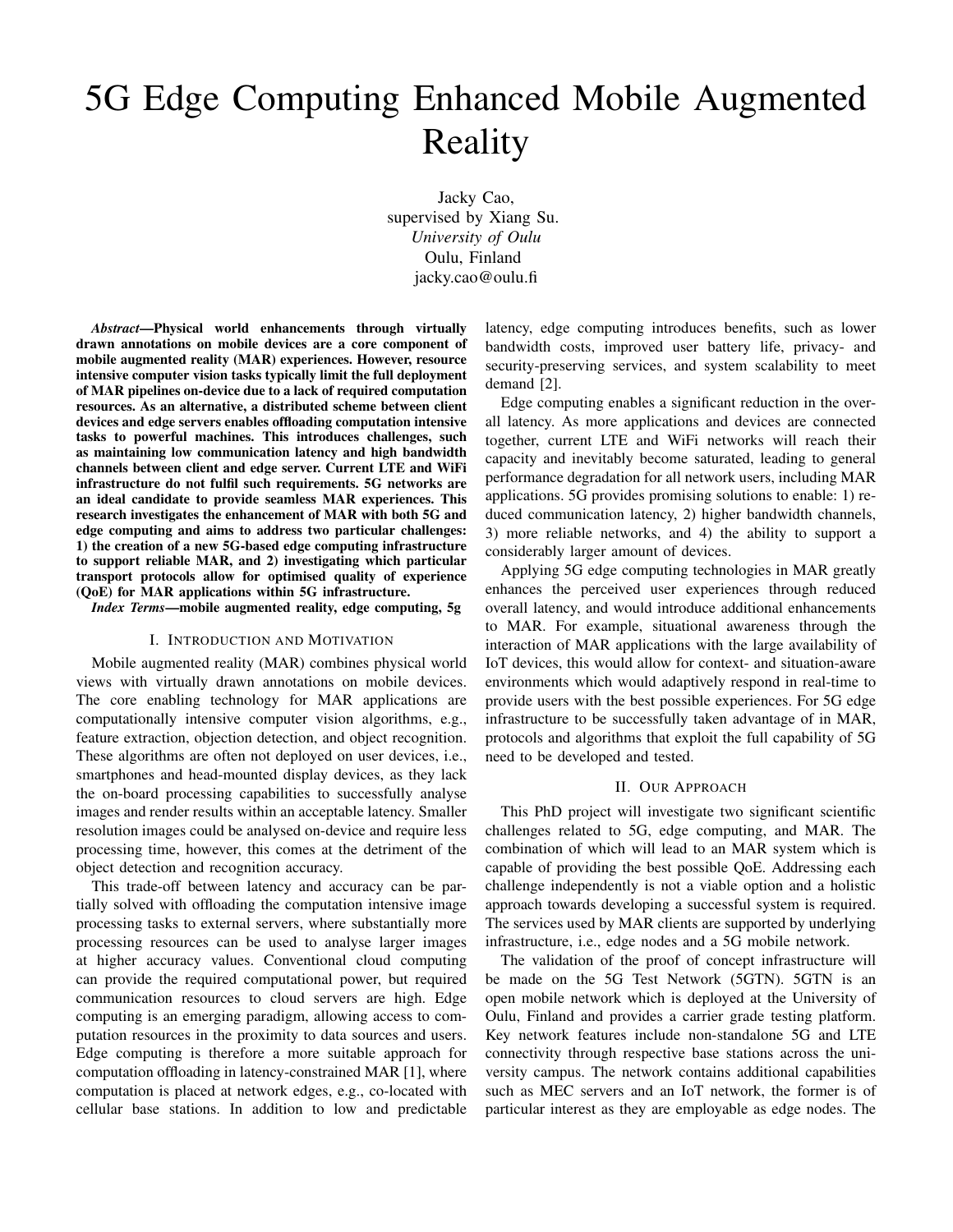# 5G Edge Computing Enhanced Mobile Augmented Reality

Jacky Cao,
supervised by Xiang Su.
*University of Oulu*
Oulu, Finland
jacky.cao@oulu.fi

***Abstract*—Physical world enhancements through virtually drawn annotations on mobile devices are a core component of mobile augmented reality (MAR) experiences. However, resource intensive computer vision tasks typically limit the full deployment of MAR pipelines on-device due to a lack of required computation resources. As an alternative, a distributed scheme between client devices and edge servers enables offloading computation intensive tasks to powerful machines. This introduces challenges, such as maintaining low communication latency and high bandwidth channels between client and edge server. Current LTE and WiFi infrastructure do not fulfil such requirements. 5G networks are an ideal candidate to provide seamless MAR experiences. This research investigates the enhancement of MAR with both 5G and edge computing and aims to address two particular challenges: 1) the creation of a new 5G-based edge computing infrastructure to support reliable MAR, and 2) investigating which particular transport protocols allow for optimised quality of experience (QoE) for MAR applications within 5G infrastructure.**

***Index Terms*—mobile augmented reality, edge computing, 5g**

## I. Introduction and Motivation

Mobile augmented reality (MAR) combines physical world views with virtually drawn annotations on mobile devices. The core enabling technology for MAR applications are computationally intensive computer vision algorithms, e.g., feature extraction, objection detection, and object recognition. These algorithms are often not deployed on user devices, i.e., smartphones and head-mounted display devices, as they lack the on-board processing capabilities to successfully analyse images and render results within an acceptable latency. Smaller resolution images could be analysed on-device and require less processing time, however, this comes at the detriment of the object detection and recognition accuracy.

This trade-off between latency and accuracy can be partially solved with offloading the computation intensive image processing tasks to external servers, where substantially more processing resources can be used to analyse larger images at higher accuracy values. Conventional cloud computing can provide the required computational power, but required communication resources to cloud servers are high. Edge computing is an emerging paradigm, allowing access to computation resources in the proximity to data sources and users. Edge computing is therefore a more suitable approach for computation offloading in latency-constrained MAR [1], where computation is placed at network edges, e.g., co-located with cellular base stations. In addition to low and predictable latency, edge computing introduces benefits, such as lower bandwidth costs, improved user battery life, privacy- and security-preserving services, and system scalability to meet demand [2].

Edge computing enables a significant reduction in the overall latency. As more applications and devices are connected together, current LTE and WiFi networks will reach their capacity and inevitably become saturated, leading to general performance degradation for all network users, including MAR applications. 5G provides promising solutions to enable: 1) reduced communication latency, 2) higher bandwidth channels, 3) more reliable networks, and 4) the ability to support a considerably larger amount of devices.

Applying 5G edge computing technologies in MAR greatly enhances the perceived user experiences through reduced overall latency, and would introduce additional enhancements to MAR. For example, situational awareness through the interaction of MAR applications with the large availability of IoT devices, this would allow for context- and situation-aware environments which would adaptively respond in real-time to provide users with the best possible experiences. For 5G edge infrastructure to be successfully taken advantage of in MAR, protocols and algorithms that exploit the full capability of 5G need to be developed and tested.

## II. Our Approach

This PhD project will investigate two significant scientific challenges related to 5G, edge computing, and MAR. The combination of which will lead to an MAR system which is capable of providing the best possible QoE. Addressing each challenge independently is not a viable option and a holistic approach towards developing a successful system is required. The services used by MAR clients are supported by underlying infrastructure, i.e., edge nodes and a 5G mobile network.

The validation of the proof of concept infrastructure will be made on the 5G Test Network (5GTN). 5GTN is an open mobile network which is deployed at the University of Oulu, Finland and provides a carrier grade testing platform. Key network features include non-standalone 5G and LTE connectivity through respective base stations across the university campus. The network contains additional capabilities such as MEC servers and an IoT network, the former is of particular interest as they are employable as edge nodes. The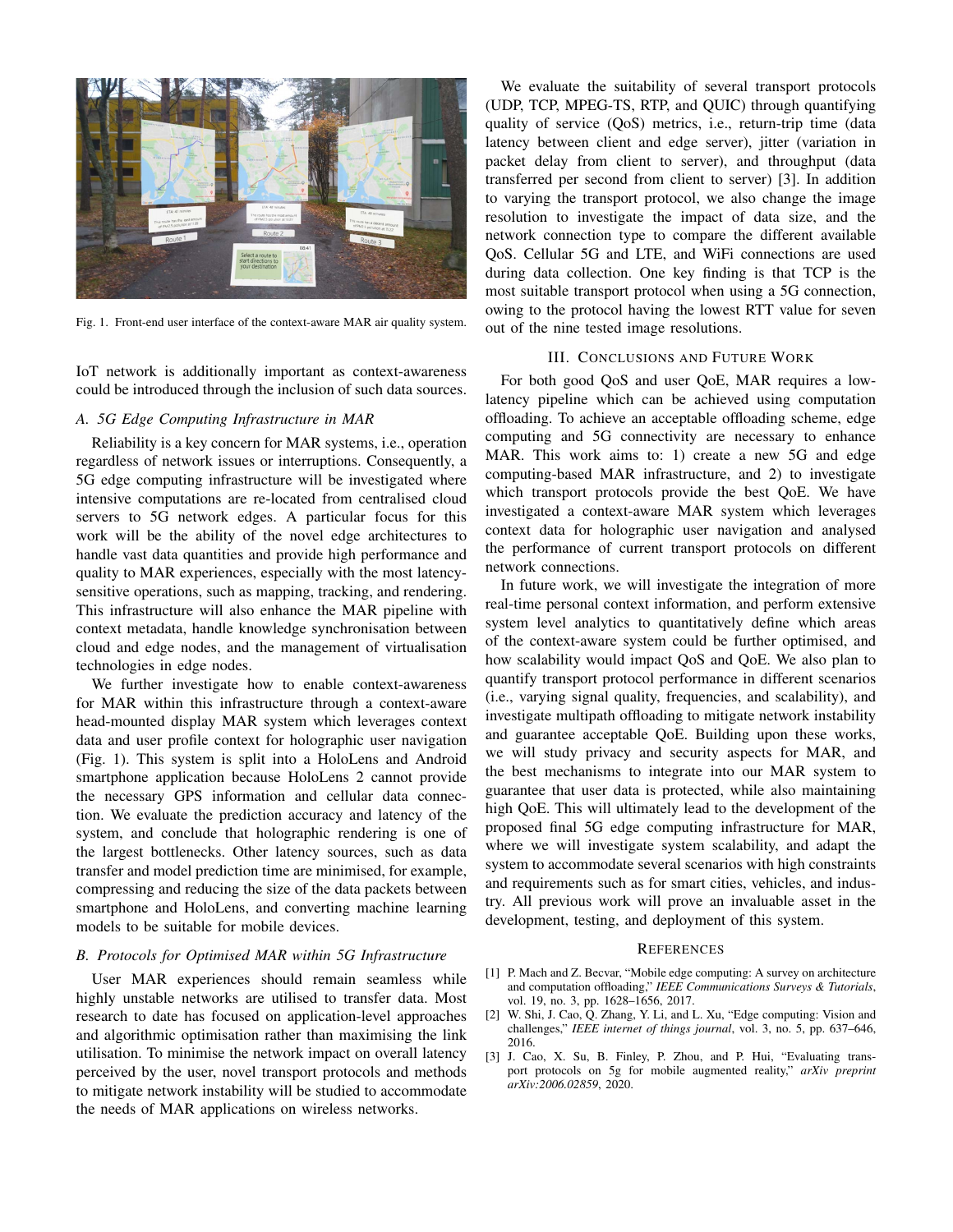Fig. 1. Front-end user interface of the context-aware MAR air quality system.

IoT network is additionally important as context-awareness could be introduced through the inclusion of such data sources.

### *A. 5G Edge Computing Infrastructure in MAR*

Reliability is a key concern for MAR systems, i.e., operation regardless of network issues or interruptions. Consequently, a 5G edge computing infrastructure will be investigated where intensive computations are re-located from centralised cloud servers to 5G network edges. A particular focus for this work will be the ability of the novel edge architectures to handle vast data quantities and provide high performance and quality to MAR experiences, especially with the most latency-sensitive operations, such as mapping, tracking, and rendering. This infrastructure will also enhance the MAR pipeline with context metadata, handle knowledge synchronisation between cloud and edge nodes, and the management of virtualisation technologies in edge nodes.

We further investigate how to enable context-awareness for MAR within this infrastructure through a context-aware head-mounted display MAR system which leverages context data and user profile context for holographic user navigation (Fig. 1). This system is split into a HoloLens and Android smartphone application because HoloLens 2 cannot provide the necessary GPS information and cellular data connection. We evaluate the prediction accuracy and latency of the system, and conclude that holographic rendering is one of the largest bottlenecks. Other latency sources, such as data transfer and model prediction time are minimised, for example, compressing and reducing the size of the data packets between smartphone and HoloLens, and converting machine learning models to be suitable for mobile devices.

### *B. Protocols for Optimised MAR within 5G Infrastructure*

User MAR experiences should remain seamless while highly unstable networks are utilised to transfer data. Most research to date has focused on application-level approaches and algorithmic optimisation rather than maximising the link utilisation. To minimise the network impact on overall latency perceived by the user, novel transport protocols and methods to mitigate network instability will be studied to accommodate the needs of MAR applications on wireless networks.

We evaluate the suitability of several transport protocols (UDP, TCP, MPEG-TS, RTP, and QUIC) through quantifying quality of service (QoS) metrics, i.e., return-trip time (data latency between client and edge server), jitter (variation in packet delay from client to server), and throughput (data transferred per second from client to server) [3]. In addition to varying the transport protocol, we also change the image resolution to investigate the impact of data size, and the network connection type to compare the different available QoS. Cellular 5G and LTE, and WiFi connections are used during data collection. One key finding is that TCP is the most suitable transport protocol when using a 5G connection, owing to the protocol having the lowest RTT value for seven out of the nine tested image resolutions.

## III. Conclusions and Future Work

For both good QoS and user QoE, MAR requires a low-latency pipeline which can be achieved using computation offloading. To achieve an acceptable offloading scheme, edge computing and 5G connectivity are necessary to enhance MAR. This work aims to: 1) create a new 5G and edge computing-based MAR infrastructure, and 2) to investigate which transport protocols provide the best QoE. We have investigated a context-aware MAR system which leverages context data for holographic user navigation and analysed the performance of current transport protocols on different network connections.

In future work, we will investigate the integration of more real-time personal context information, and perform extensive system level analytics to quantitatively define which areas of the context-aware system could be further optimised, and how scalability would impact QoS and QoE. We also plan to quantify transport protocol performance in different scenarios (i.e., varying signal quality, frequencies, and scalability), and investigate multipath offloading to mitigate network instability and guarantee acceptable QoE. Building upon these works, we will study privacy and security aspects for MAR, and the best mechanisms to integrate into our MAR system to guarantee that user data is protected, while also maintaining high QoE. This will ultimately lead to the development of the proposed final 5G edge computing infrastructure for MAR, where we will investigate system scalability, and adapt the system to accommodate several scenarios with high constraints and requirements such as for smart cities, vehicles, and industry. All previous work will prove an invaluable asset in the development, testing, and deployment of this system.

## References

[1] P. Mach and Z. Becvar, "Mobile edge computing: A survey on architecture and computation offloading," *IEEE Communications Surveys & Tutorials*, vol. 19, no. 3, pp. 1628–1656, 2017.

[2] W. Shi, J. Cao, Q. Zhang, Y. Li, and L. Xu, "Edge computing: Vision and challenges," *IEEE internet of things journal*, vol. 3, no. 5, pp. 637–646, 2016.

[3] J. Cao, X. Su, B. Finley, P. Zhou, and P. Hui, "Evaluating transport protocols on 5g for mobile augmented reality," *arXiv preprint arXiv:2006.02859*, 2020.